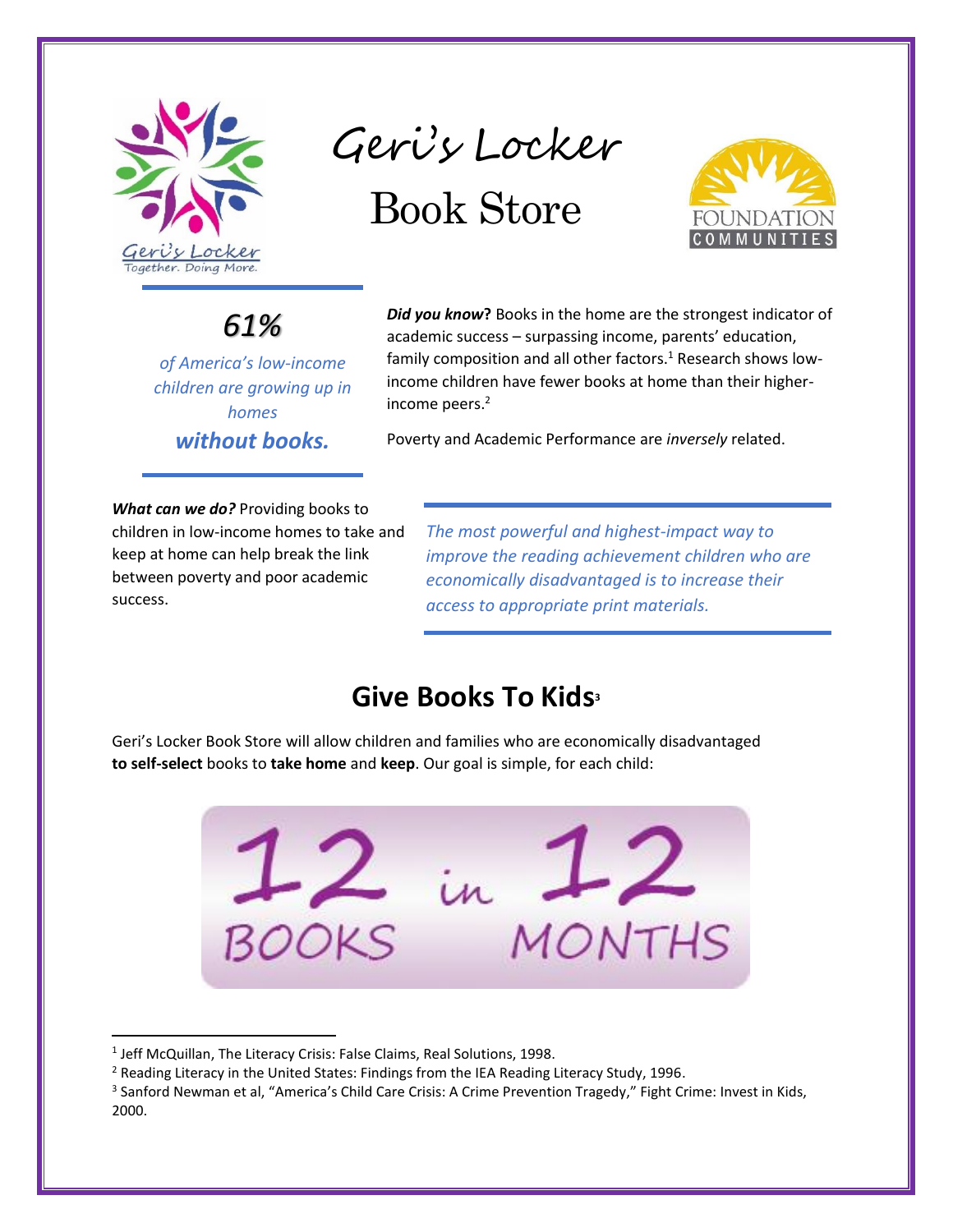# Geri's Locker

## Book Store

Geri's Locker
Together. Doing More.

FOUNDATION COMMUNITIES

***61%***

*of America's low-income children are growing up in homes*

***without books.***

***Did you know*?** Books in the home are the strongest indicator of academic success – surpassing income, parents' education, family composition and all other factors.[1] Research shows low-income children have fewer books at home than their higher-income peers.[2]

Poverty and Academic Performance are *inversely* related.

***What can we do?*** Providing books to children in low-income homes to take and keep at home can help break the link between poverty and poor academic success.

*The most powerful and highest-impact way to improve the reading achievement children who are economically disadvantaged is to increase their access to appropriate print materials.*

## Give Books To Kids[3]

Geri's Locker Book Store will allow children and families who are economically disadvantaged **to self-select** books to **take home** and **keep**. Our goal is simple, for each child:

**12 BOOKS in 12 MONTHS**

---

[1] Jeff McQuillan, The Literacy Crisis: False Claims, Real Solutions, 1998.

[2] Reading Literacy in the United States: Findings from the IEA Reading Literacy Study, 1996.

[3] Sanford Newman et al, "America's Child Care Crisis: A Crime Prevention Tragedy," Fight Crime: Invest in Kids, 2000.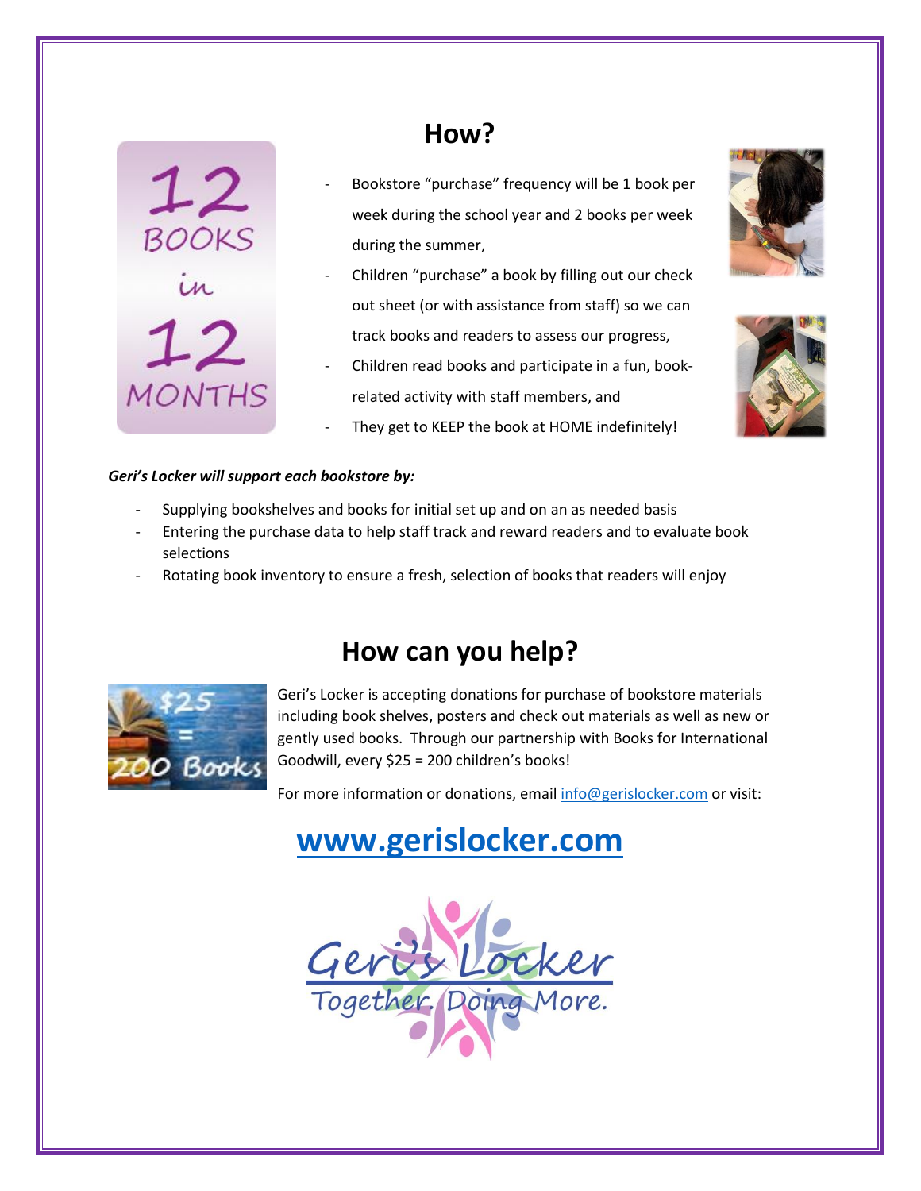## How?

- Bookstore "purchase" frequency will be 1 book per week during the school year and 2 books per week during the summer,
- Children "purchase" a book by filling out our check out sheet (or with assistance from staff) so we can track books and readers to assess our progress,
- Children read books and participate in a fun, book-related activity with staff members, and
- They get to KEEP the book at HOME indefinitely!

***Geri's Locker will support each bookstore by:***

- Supplying bookshelves and books for initial set up and on an as needed basis
- Entering the purchase data to help staff track and reward readers and to evaluate book selections
- Rotating book inventory to ensure a fresh, selection of books that readers will enjoy

## How can you help?

Geri's Locker is accepting donations for purchase of bookstore materials including book shelves, posters and check out materials as well as new or gently used books. Through our partnership with Books for International Goodwill, every $25 = 200 children's books!

For more information or donations, email info@gerislocker.com or visit:

# www.gerislocker.com